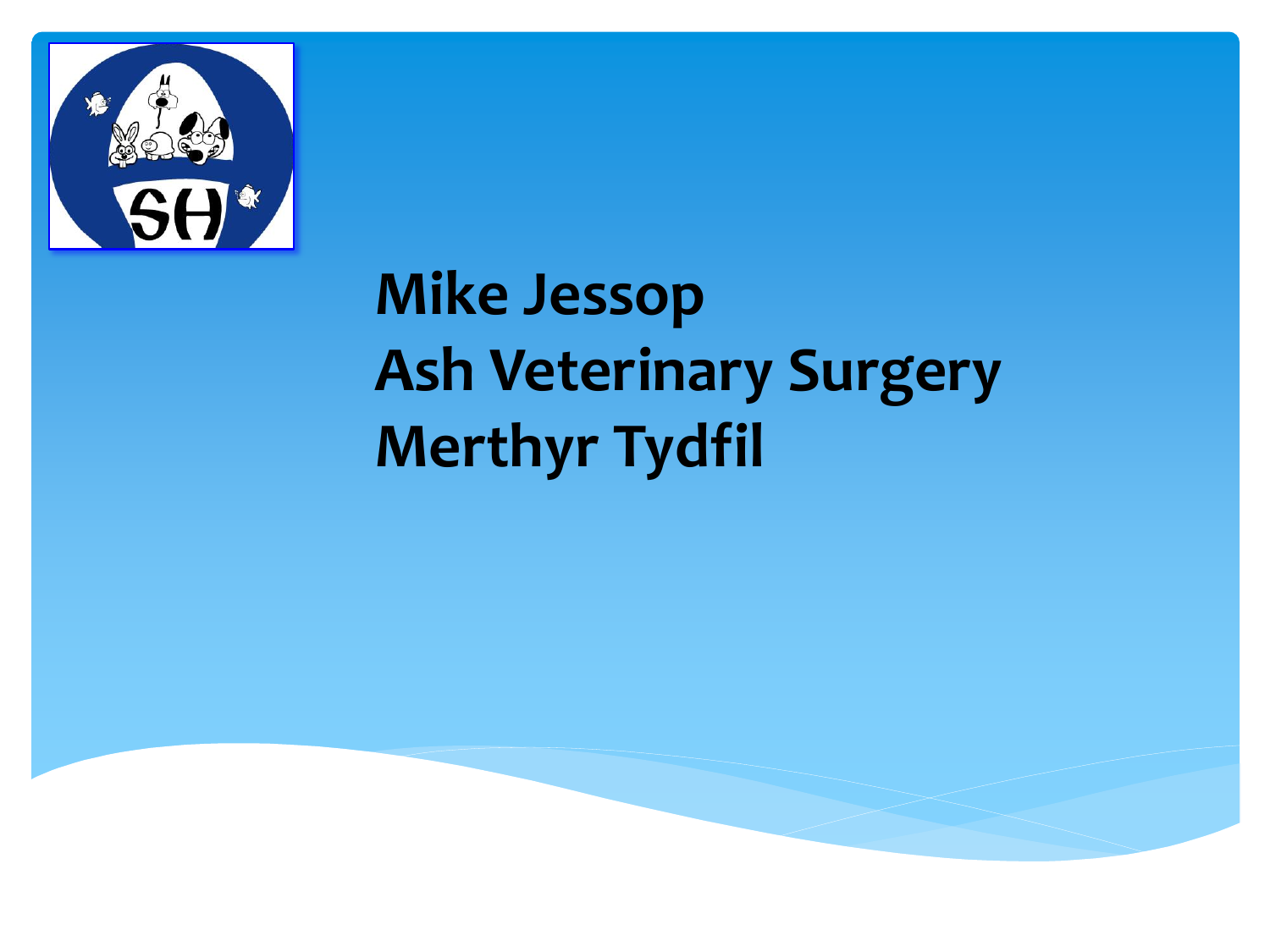# Mike Jessop
# Ash Veterinary Surgery
# Merthyr Tydfil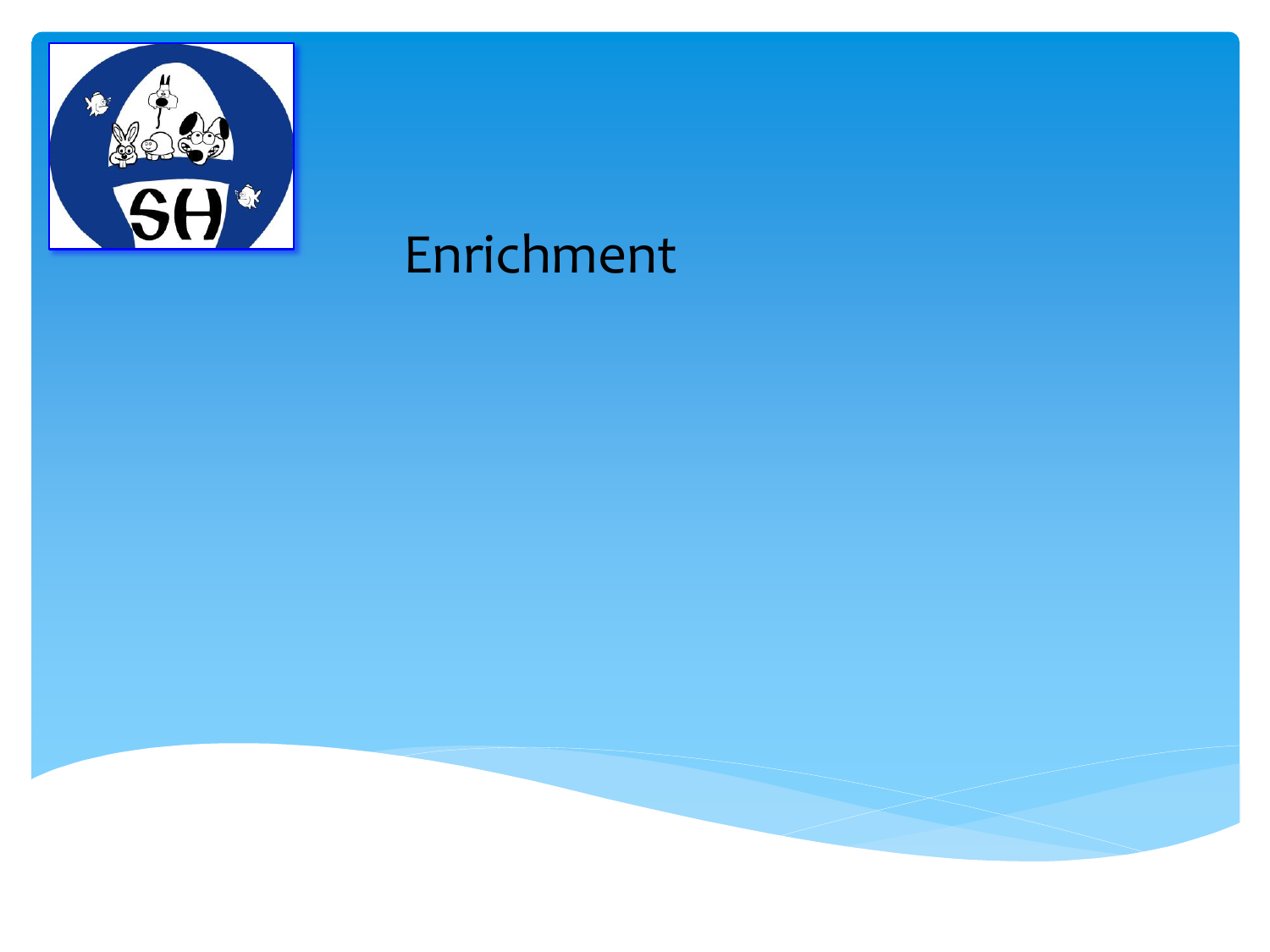# Enrichment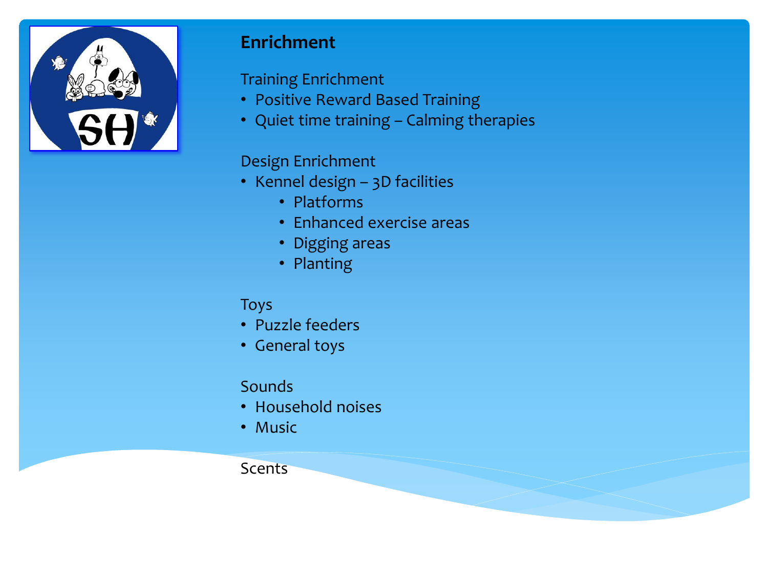## Enrichment

Training Enrichment

- Positive Reward Based Training
- Quiet time training – Calming therapies

Design Enrichment

- Kennel design – 3D facilities
    - Platforms
    - Enhanced exercise areas
    - Digging areas
    - Planting

Toys

- Puzzle feeders
- General toys

Sounds

- Household noises
- Music

Scents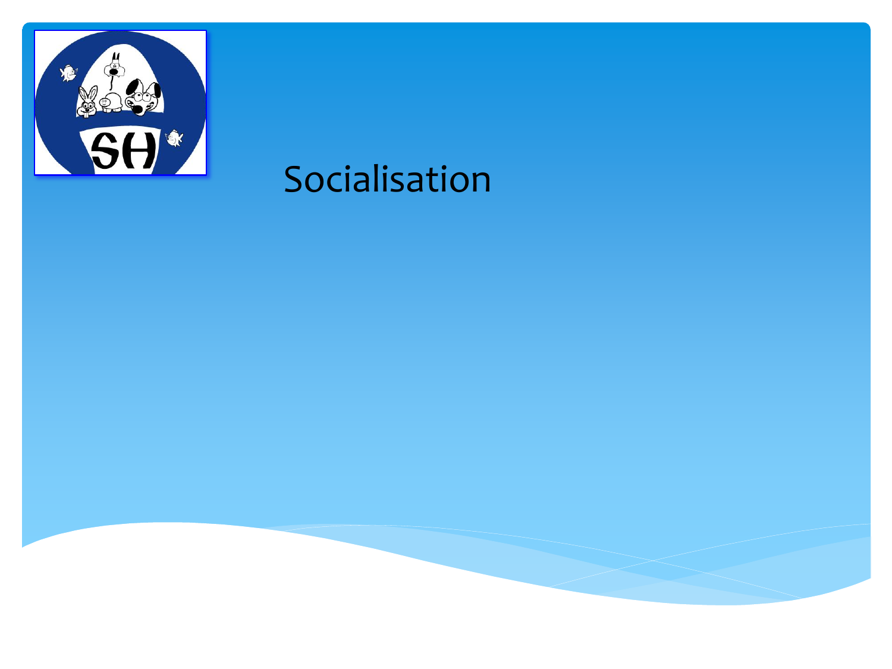# Socialisation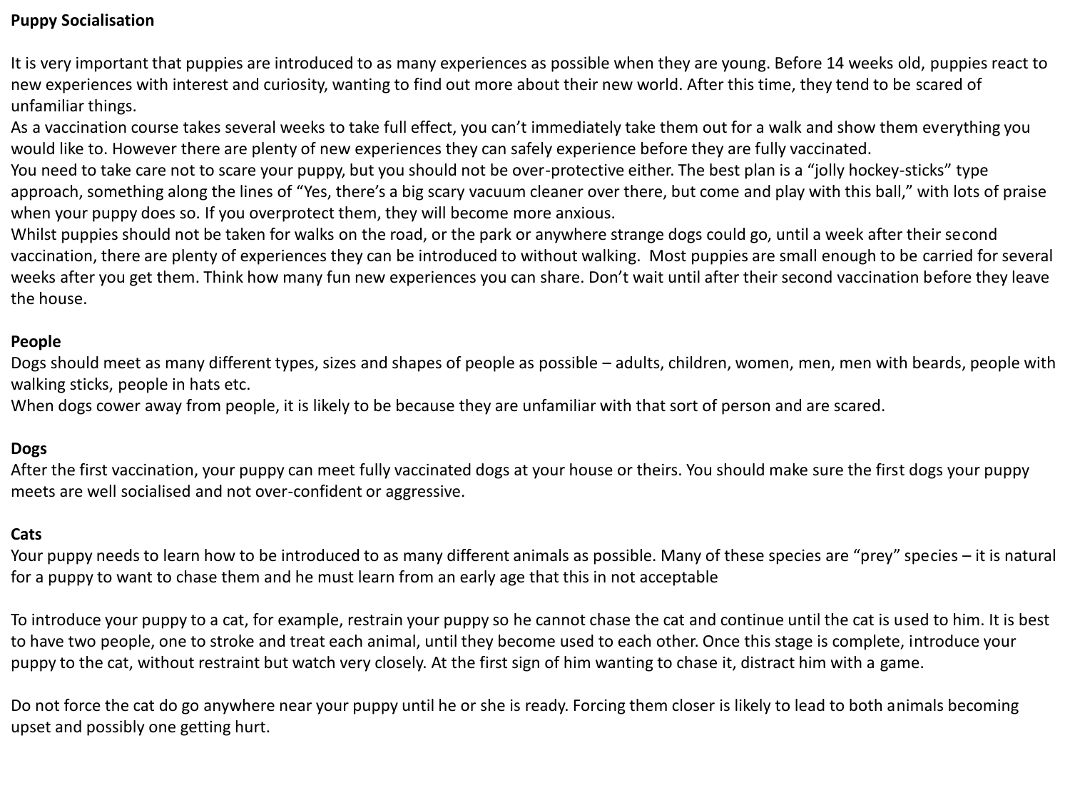**Puppy Socialisation**

It is very important that puppies are introduced to as many experiences as possible when they are young. Before 14 weeks old, puppies react to new experiences with interest and curiosity, wanting to find out more about their new world. After this time, they tend to be scared of unfamiliar things.
As a vaccination course takes several weeks to take full effect, you can't immediately take them out for a walk and show them everything you would like to. However there are plenty of new experiences they can safely experience before they are fully vaccinated.
You need to take care not to scare your puppy, but you should not be over-protective either. The best plan is a "jolly hockey-sticks" type approach, something along the lines of "Yes, there's a big scary vacuum cleaner over there, but come and play with this ball," with lots of praise when your puppy does so. If you overprotect them, they will become more anxious.
Whilst puppies should not be taken for walks on the road, or the park or anywhere strange dogs could go, until a week after their second vaccination, there are plenty of experiences they can be introduced to without walking. Most puppies are small enough to be carried for several weeks after you get them. Think how many fun new experiences you can share. Don't wait until after their second vaccination before they leave the house.

**People**
Dogs should meet as many different types, sizes and shapes of people as possible – adults, children, women, men, men with beards, people with walking sticks, people in hats etc.
When dogs cower away from people, it is likely to be because they are unfamiliar with that sort of person and are scared.

**Dogs**
After the first vaccination, your puppy can meet fully vaccinated dogs at your house or theirs. You should make sure the first dogs your puppy meets are well socialised and not over-confident or aggressive.

**Cats**
Your puppy needs to learn how to be introduced to as many different animals as possible. Many of these species are "prey" species – it is natural for a puppy to want to chase them and he must learn from an early age that this in not acceptable

To introduce your puppy to a cat, for example, restrain your puppy so he cannot chase the cat and continue until the cat is used to him. It is best to have two people, one to stroke and treat each animal, until they become used to each other. Once this stage is complete, introduce your puppy to the cat, without restraint but watch very closely. At the first sign of him wanting to chase it, distract him with a game.

Do not force the cat do go anywhere near your puppy until he or she is ready. Forcing them closer is likely to lead to both animals becoming upset and possibly one getting hurt.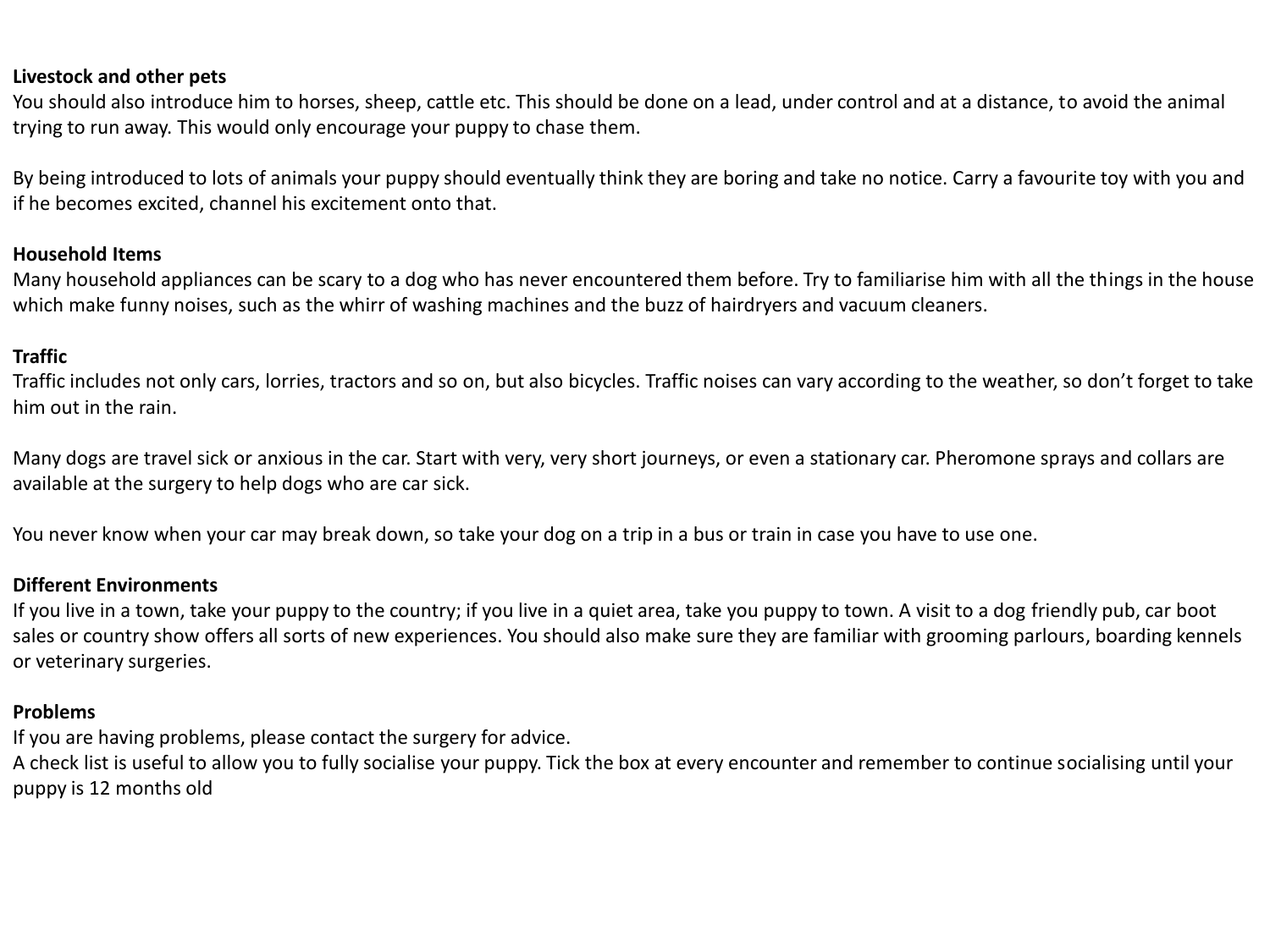**Livestock and other pets**

You should also introduce him to horses, sheep, cattle etc. This should be done on a lead, under control and at a distance, to avoid the animal trying to run away. This would only encourage your puppy to chase them.

By being introduced to lots of animals your puppy should eventually think they are boring and take no notice. Carry a favourite toy with you and if he becomes excited, channel his excitement onto that.

**Household Items**

Many household appliances can be scary to a dog who has never encountered them before. Try to familiarise him with all the things in the house which make funny noises, such as the whirr of washing machines and the buzz of hairdryers and vacuum cleaners.

**Traffic**

Traffic includes not only cars, lorries, tractors and so on, but also bicycles. Traffic noises can vary according to the weather, so don't forget to take him out in the rain.

Many dogs are travel sick or anxious in the car. Start with very, very short journeys, or even a stationary car. Pheromone sprays and collars are available at the surgery to help dogs who are car sick.

You never know when your car may break down, so take your dog on a trip in a bus or train in case you have to use one.

**Different Environments**

If you live in a town, take your puppy to the country; if you live in a quiet area, take you puppy to town. A visit to a dog friendly pub, car boot sales or country show offers all sorts of new experiences. You should also make sure they are familiar with grooming parlours, boarding kennels or veterinary surgeries.

**Problems**

If you are having problems, please contact the surgery for advice.
A check list is useful to allow you to fully socialise your puppy. Tick the box at every encounter and remember to continue socialising until your puppy is 12 months old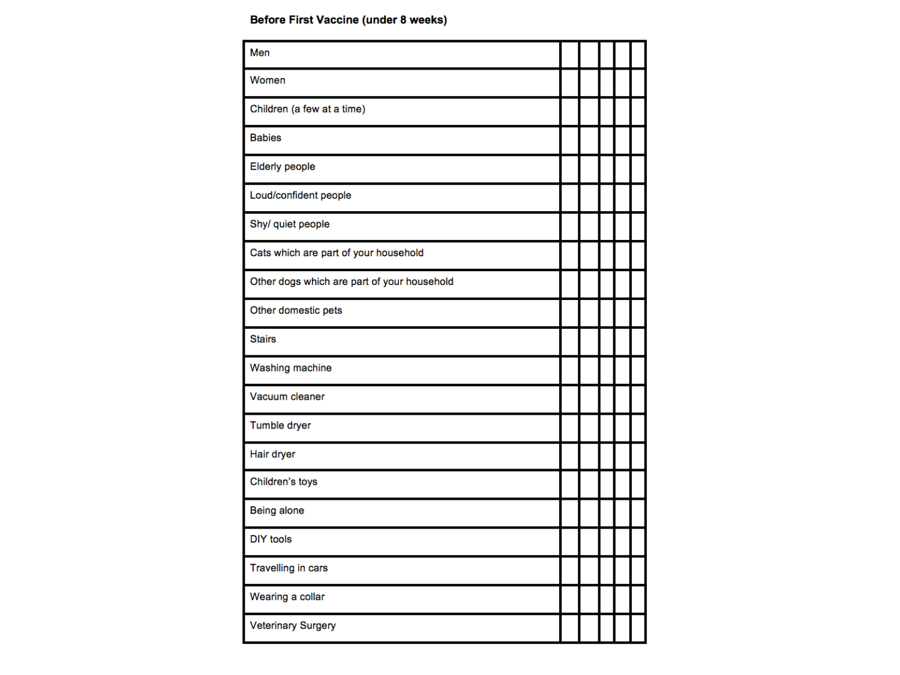**Before First Vaccine (under 8 weeks)**

| | | | | | |
|---|---|---|---|---|---|
| Men | | | | | |
| Women | | | | | |
| Children (a few at a time) | | | | | |
| Babies | | | | | |
| Elderly people | | | | | |
| Loud/confident people | | | | | |
| Shy/ quiet people | | | | | |
| Cats which are part of your household | | | | | |
| Other dogs which are part of your household | | | | | |
| Other domestic pets | | | | | |
| Stairs | | | | | |
| Washing machine | | | | | |
| Vacuum cleaner | | | | | |
| Tumble dryer | | | | | |
| Hair dryer | | | | | |
| Children's toys | | | | | |
| Being alone | | | | | |
| DIY tools | | | | | |
| Travelling in cars | | | | | |
| Wearing a collar | | | | | |
| Veterinary Surgery | | | | | |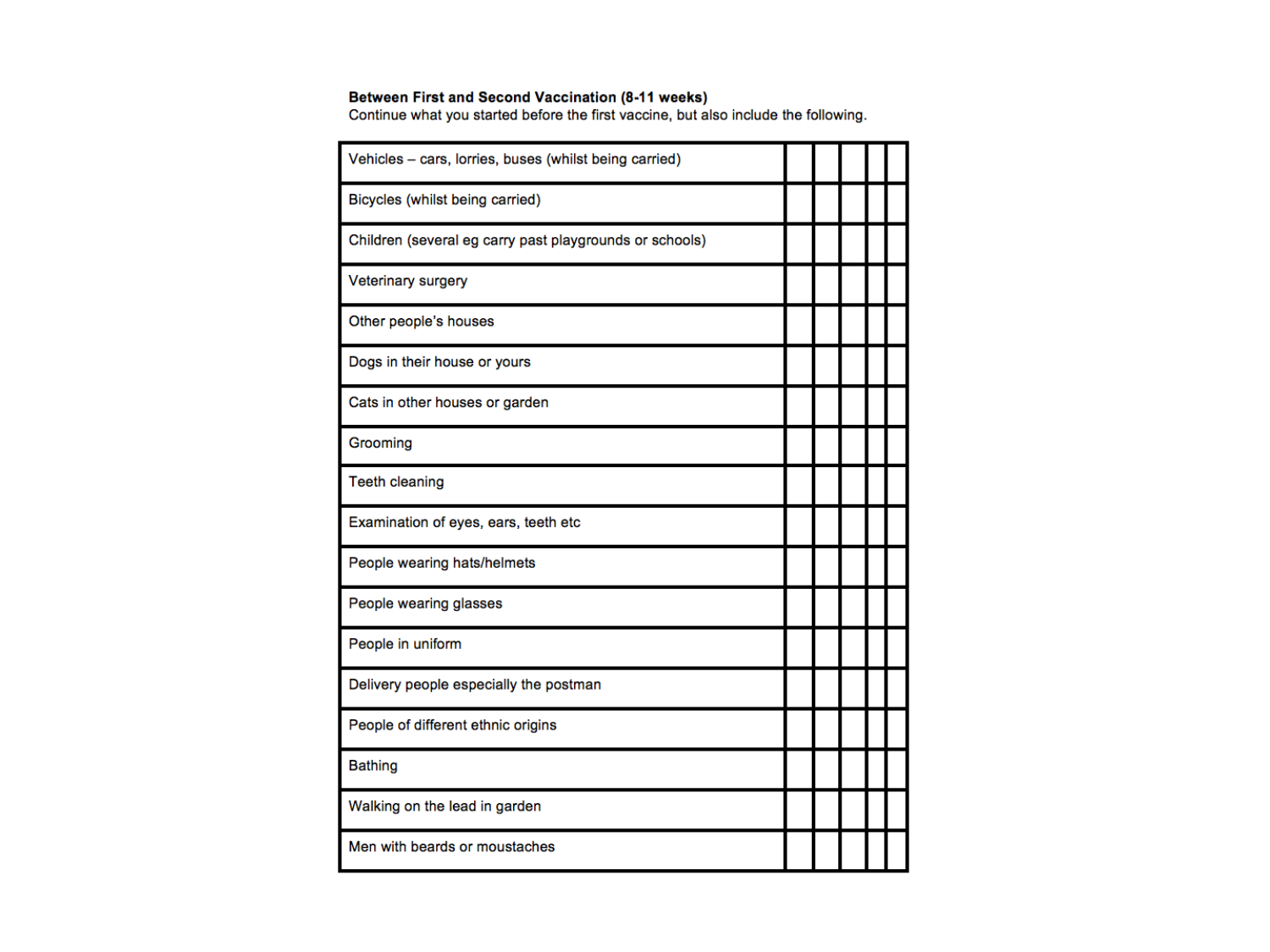**Between First and Second Vaccination (8-11 weeks)**
Continue what you started before the first vaccine, but also include the following.

| | | | | | |
|---|---|---|---|---|---|
| Vehicles – cars, lorries, buses (whilst being carried) | | | | | |
| Bicycles (whilst being carried) | | | | | |
| Children (several eg carry past playgrounds or schools) | | | | | |
| Veterinary surgery | | | | | |
| Other people's houses | | | | | |
| Dogs in their house or yours | | | | | |
| Cats in other houses or garden | | | | | |
| Grooming | | | | | |
| Teeth cleaning | | | | | |
| Examination of eyes, ears, teeth etc | | | | | |
| People wearing hats/helmets | | | | | |
| People wearing glasses | | | | | |
| People in uniform | | | | | |
| Delivery people especially the postman | | | | | |
| People of different ethnic origins | | | | | |
| Bathing | | | | | |
| Walking on the lead in garden | | | | | |
| Men with beards or moustaches | | | | | |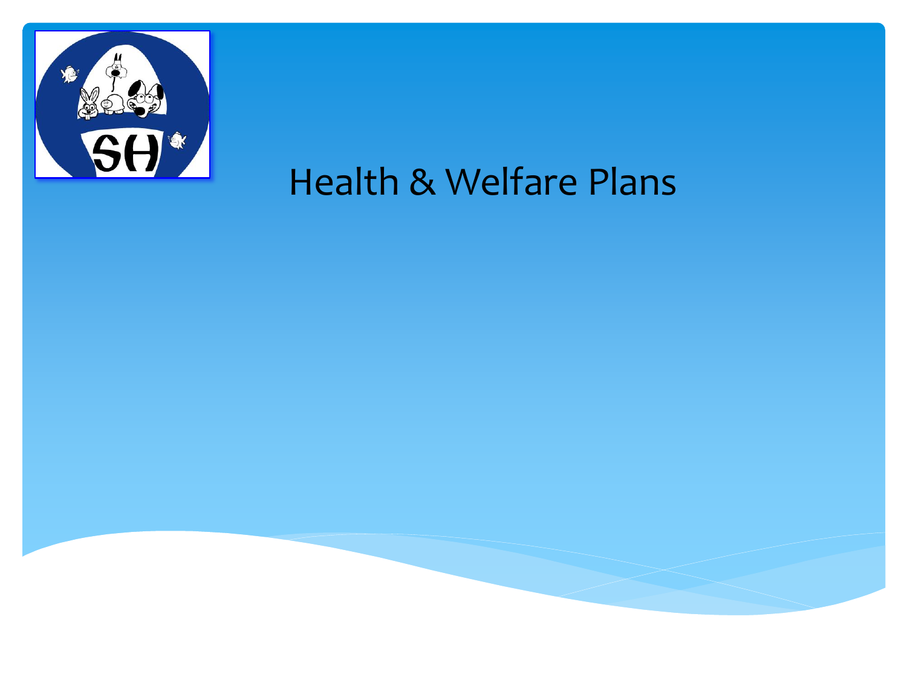# Health & Welfare Plans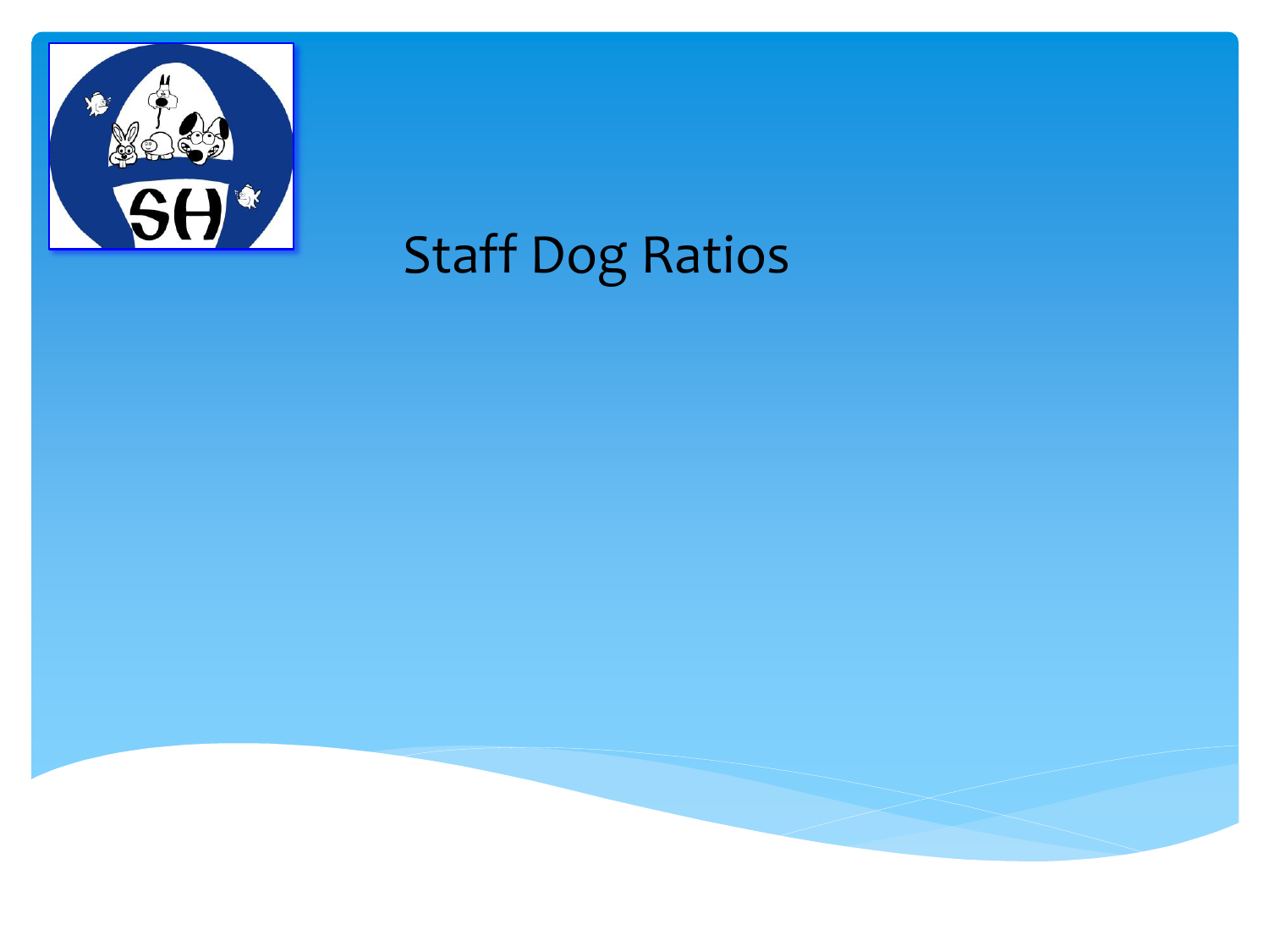# Staff Dog Ratios